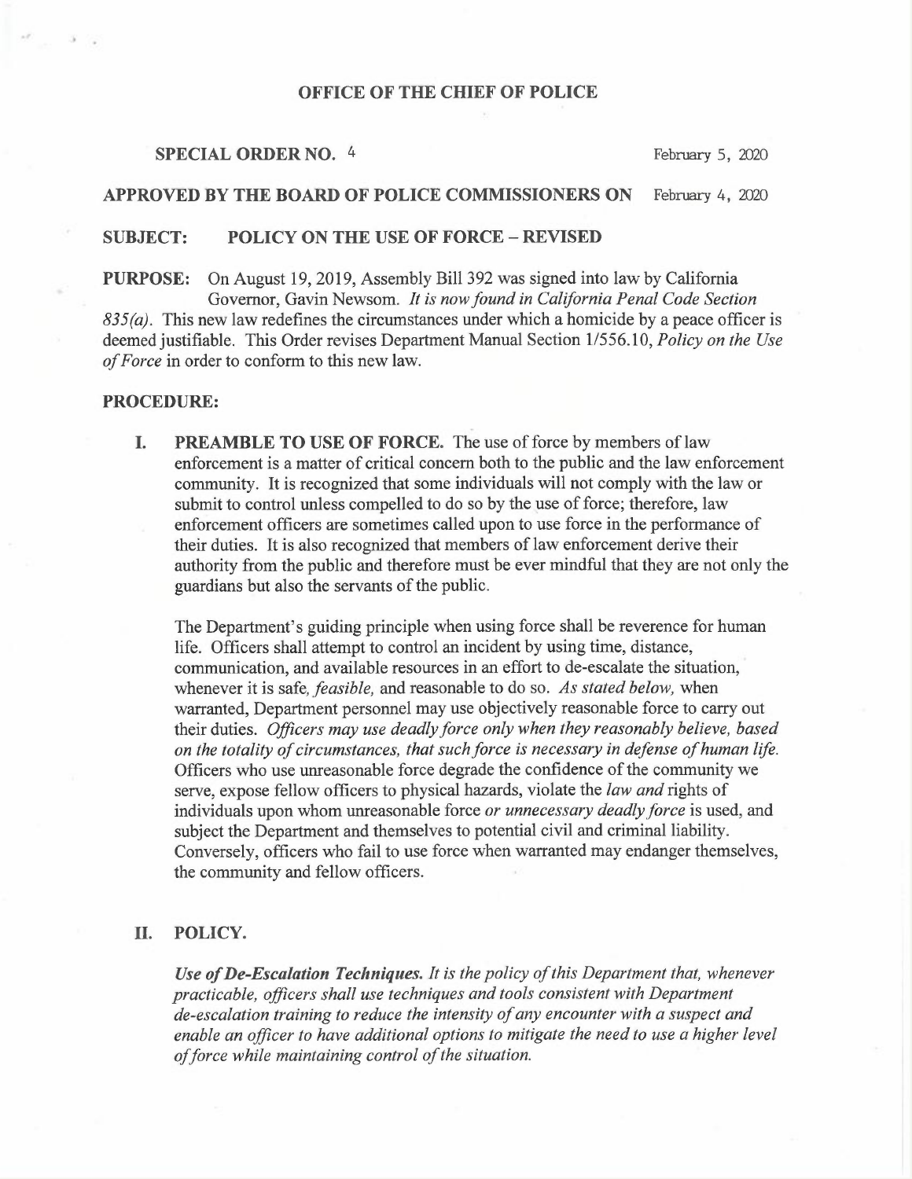**OFFICE OF THE CHIEF OF POLICE**

**SPECIAL ORDER NO.** 4 February 5, 2020

**APPROVED BY THE BOARD OF POLICE COMMISSIONERS ON** February 4, 2020

**SUBJECT: POLICY ON THE USE OF FORCE – REVISED**

**PURPOSE:** On August 19, 2019, Assembly Bill 392 was signed into law by California Governor, Gavin Newsom. *It is now found in California Penal Code Section 835(a).* This new law redefines the circumstances under which a homicide by a peace officer is deemed justifiable. This Order revises Department Manual Section 1/556.10, *Policy on the Use of Force* in order to conform to this new law.

**PROCEDURE:**

**I. PREAMBLE TO USE OF FORCE.** The use of force by members of law enforcement is a matter of critical concern both to the public and the law enforcement community. It is recognized that some individuals will not comply with the law or submit to control unless compelled to do so by the use of force; therefore, law enforcement officers are sometimes called upon to use force in the performance of their duties. It is also recognized that members of law enforcement derive their authority from the public and therefore must be ever mindful that they are not only the guardians but also the servants of the public.

The Department's guiding principle when using force shall be reverence for human life. Officers shall attempt to control an incident by using time, distance, communication, and available resources in an effort to de-escalate the situation, whenever it is safe, *feasible,* and reasonable to do so. *As stated below,* when warranted, Department personnel may use objectively reasonable force to carry out their duties. *Officers may use deadly force only when they reasonably believe, based on the totality of circumstances, that such force is necessary in defense of human life.* Officers who use unreasonable force degrade the confidence of the community we serve, expose fellow officers to physical hazards, violate the *law and* rights of individuals upon whom unreasonable force *or unnecessary deadly force* is used, and subject the Department and themselves to potential civil and criminal liability. Conversely, officers who fail to use force when warranted may endanger themselves, the community and fellow officers.

**II. POLICY.**

***Use of De-Escalation Techniques.*** *It is the policy of this Department that, whenever practicable, officers shall use techniques and tools consistent with Department de-escalation training to reduce the intensity of any encounter with a suspect and enable an officer to have additional options to mitigate the need to use a higher level of force while maintaining control of the situation.*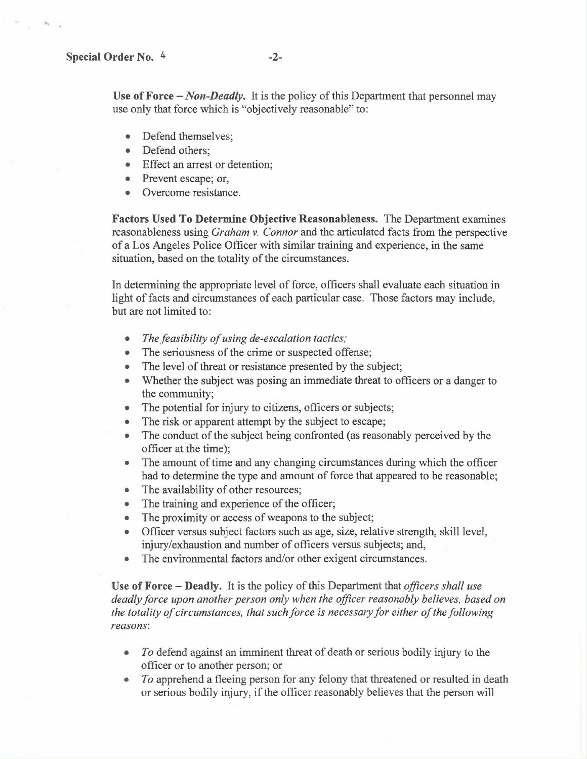**Use of Force –** ***Non-Deadly***. It is the policy of this Department that personnel may use only that force which is "objectively reasonable" to:

- Defend themselves;
- Defend others;
- Effect an arrest or detention;
- Prevent escape; or,
- Overcome resistance.

**Factors Used To Determine Objective Reasonableness.** The Department examines reasonableness using *Graham v. Connor* and the articulated facts from the perspective of a Los Angeles Police Officer with similar training and experience, in the same situation, based on the totality of the circumstances.

In determining the appropriate level of force, officers shall evaluate each situation in light of facts and circumstances of each particular case. Those factors may include, but are not limited to:

- *The feasibility of using de-escalation tactics;*
- The seriousness of the crime or suspected offense;
- The level of threat or resistance presented by the subject;
- Whether the subject was posing an immediate threat to officers or a danger to the community;
- The potential for injury to citizens, officers or subjects;
- The risk or apparent attempt by the subject to escape;
- The conduct of the subject being confronted (as reasonably perceived by the officer at the time);
- The amount of time and any changing circumstances during which the officer had to determine the type and amount of force that appeared to be reasonable;
- The availability of other resources;
- The training and experience of the officer;
- The proximity or access of weapons to the subject;
- Officer versus subject factors such as age, size, relative strength, skill level, injury/exhaustion and number of officers versus subjects; and,
- The environmental factors and/or other exigent circumstances.

**Use of Force – Deadly.** It is the policy of this Department that *officers shall use deadly force upon another person only when the officer reasonably believes, based on the totality of circumstances, that such force is necessary for either of the following reasons*:

- *To* defend against an imminent threat of death or serious bodily injury to the officer or to another person; or
- *To* apprehend a fleeing person for any felony that threatened or resulted in death or serious bodily injury, if the officer reasonably believes that the person will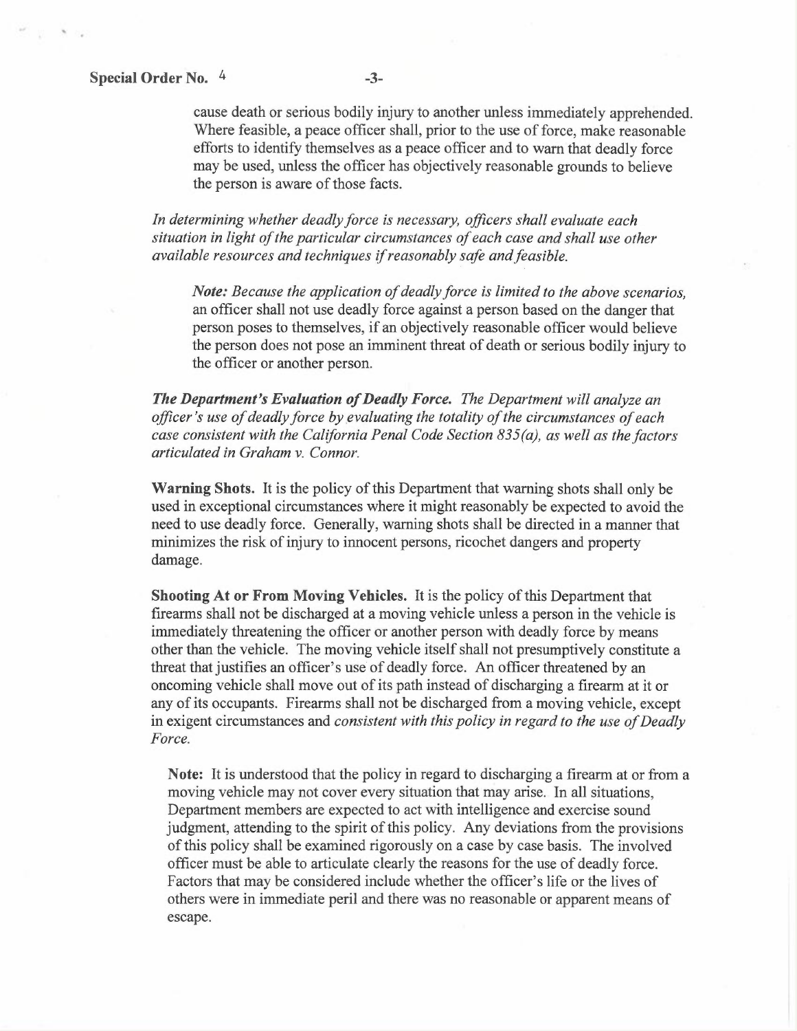cause death or serious bodily injury to another unless immediately apprehended. Where feasible, a peace officer shall, prior to the use of force, make reasonable efforts to identify themselves as a peace officer and to warn that deadly force may be used, unless the officer has objectively reasonable grounds to believe the person is aware of those facts.

*In determining whether deadly force is necessary, officers shall evaluate each situation in light of the particular circumstances of each case and shall use other available resources and techniques if reasonably safe and feasible.*

*Note: Because the application of deadly force is limited to the above scenarios,* an officer shall not use deadly force against a person based on the danger that person poses to themselves, if an objectively reasonable officer would believe the person does not pose an imminent threat of death or serious bodily injury to the officer or another person.

***The Department's Evaluation of Deadly Force.*** *The Department will analyze an officer's use of deadly force by evaluating the totality of the circumstances of each case consistent with the California Penal Code Section 835(a), as well as the factors articulated in Graham v. Connor.*

**Warning Shots.** It is the policy of this Department that warning shots shall only be used in exceptional circumstances where it might reasonably be expected to avoid the need to use deadly force. Generally, warning shots shall be directed in a manner that minimizes the risk of injury to innocent persons, ricochet dangers and property damage.

**Shooting At or From Moving Vehicles.** It is the policy of this Department that firearms shall not be discharged at a moving vehicle unless a person in the vehicle is immediately threatening the officer or another person with deadly force by means other than the vehicle. The moving vehicle itself shall not presumptively constitute a threat that justifies an officer's use of deadly force. An officer threatened by an oncoming vehicle shall move out of its path instead of discharging a firearm at it or any of its occupants. Firearms shall not be discharged from a moving vehicle, except in exigent circumstances and *consistent with this policy in regard to the use of Deadly Force.*

**Note:** It is understood that the policy in regard to discharging a firearm at or from a moving vehicle may not cover every situation that may arise. In all situations, Department members are expected to act with intelligence and exercise sound judgment, attending to the spirit of this policy. Any deviations from the provisions of this policy shall be examined rigorously on a case by case basis. The involved officer must be able to articulate clearly the reasons for the use of deadly force. Factors that may be considered include whether the officer's life or the lives of others were in immediate peril and there was no reasonable or apparent means of escape.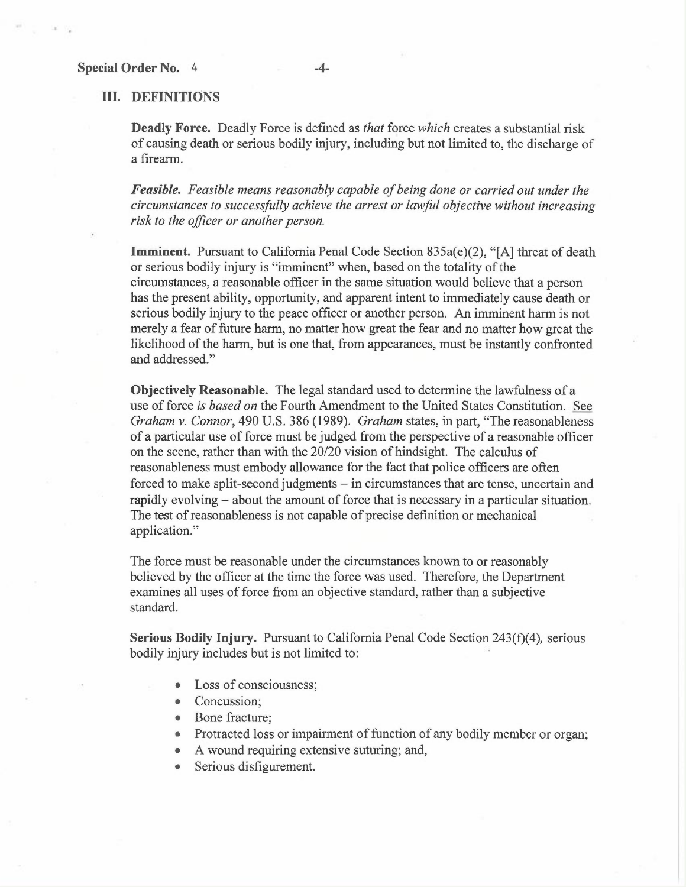## III. DEFINITIONS

**Deadly Force.** Deadly Force is defined as *that* force *which* creates a substantial risk of causing death or serious bodily injury, including but not limited to, the discharge of a firearm.

***Feasible.*** *Feasible means reasonably capable of being done or carried out under the circumstances to successfully achieve the arrest or lawful objective without increasing risk to the officer or another person.*

**Imminent.** Pursuant to California Penal Code Section 835a(e)(2), "[A] threat of death or serious bodily injury is "imminent" when, based on the totality of the circumstances, a reasonable officer in the same situation would believe that a person has the present ability, opportunity, and apparent intent to immediately cause death or serious bodily injury to the peace officer or another person. An imminent harm is not merely a fear of future harm, no matter how great the fear and no matter how great the likelihood of the harm, but is one that, from appearances, must be instantly confronted and addressed."

**Objectively Reasonable.** The legal standard used to determine the lawfulness of a use of force *is based on* the Fourth Amendment to the United States Constitution. See *Graham v. Connor*, 490 U.S. 386 (1989). *Graham* states, in part, "The reasonableness of a particular use of force must be judged from the perspective of a reasonable officer on the scene, rather than with the 20/20 vision of hindsight. The calculus of reasonableness must embody allowance for the fact that police officers are often forced to make split-second judgments – in circumstances that are tense, uncertain and rapidly evolving – about the amount of force that is necessary in a particular situation. The test of reasonableness is not capable of precise definition or mechanical application."

The force must be reasonable under the circumstances known to or reasonably believed by the officer at the time the force was used. Therefore, the Department examines all uses of force from an objective standard, rather than a subjective standard.

**Serious Bodily Injury.** Pursuant to California Penal Code Section 243(f)(4), serious bodily injury includes but is not limited to:

- Loss of consciousness;
- Concussion;
- Bone fracture;
- Protracted loss or impairment of function of any bodily member or organ;
- A wound requiring extensive suturing; and,
- Serious disfigurement.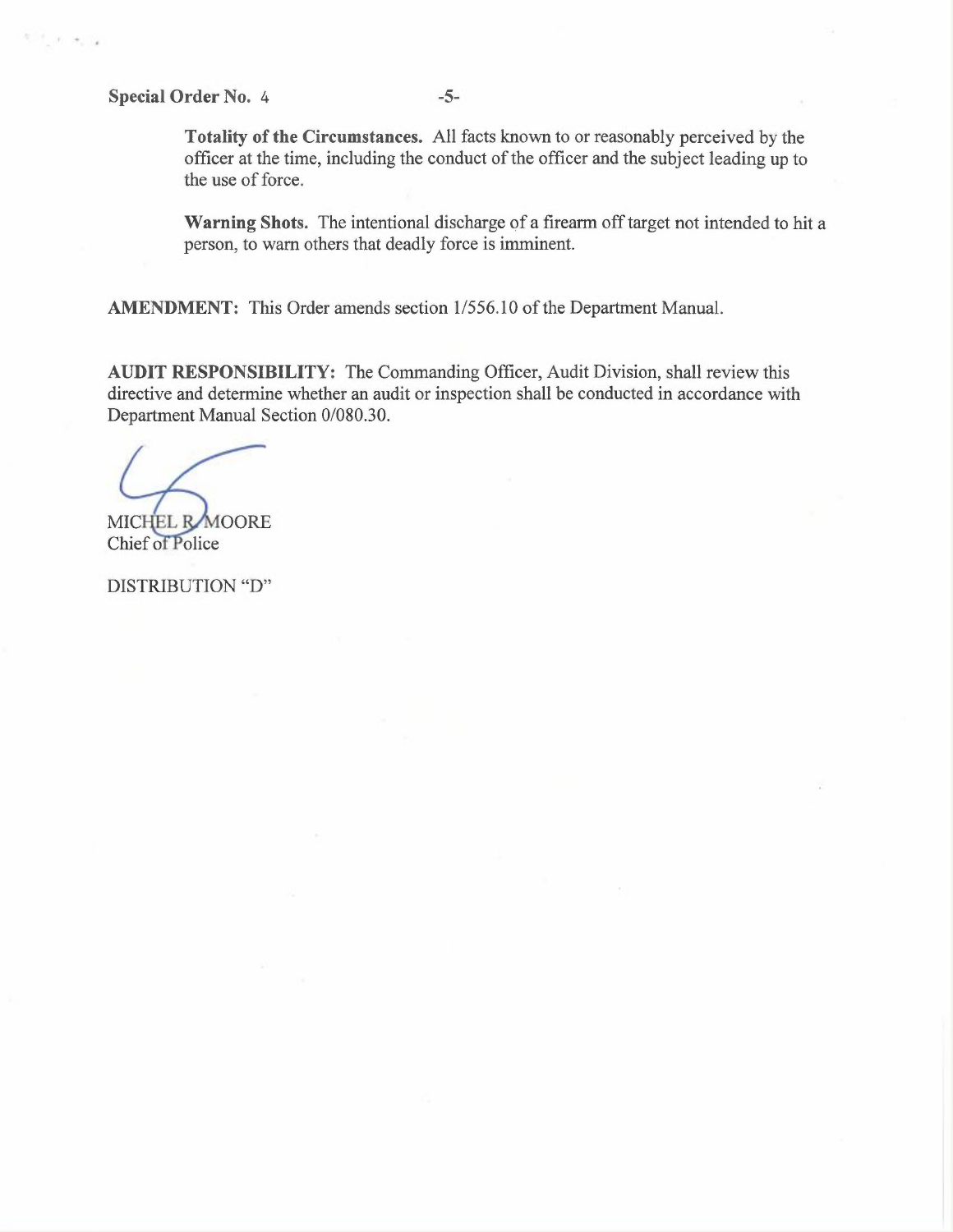**Totality of the Circumstances.** All facts known to or reasonably perceived by the officer at the time, including the conduct of the officer and the subject leading up to the use of force.

**Warning Shots.** The intentional discharge of a firearm off target not intended to hit a person, to warn others that deadly force is imminent.

**AMENDMENT:** This Order amends section 1/556.10 of the Department Manual.

**AUDIT RESPONSIBILITY:** The Commanding Officer, Audit Division, shall review this directive and determine whether an audit or inspection shall be conducted in accordance with Department Manual Section 0/080.30.

MICHEL R. MOORE
Chief of Police

DISTRIBUTION "D"